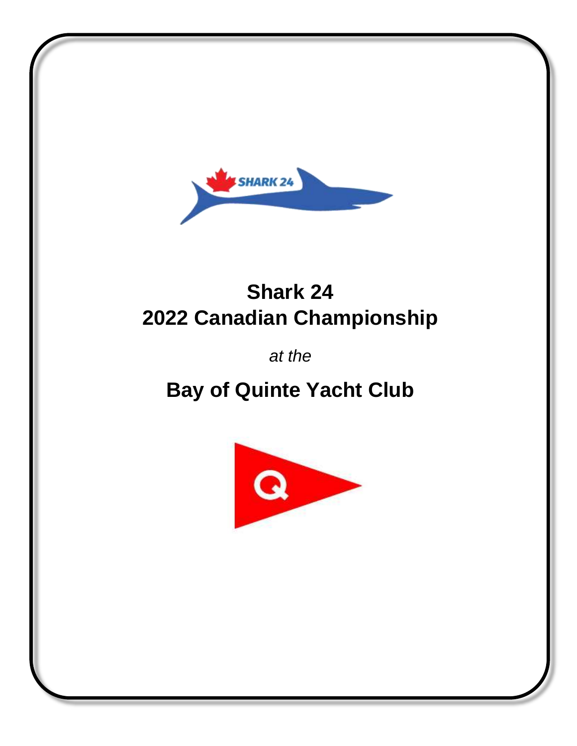# Shark 24
# 2022 Canadian Championship

*at the*

# Bay of Quinte Yacht Club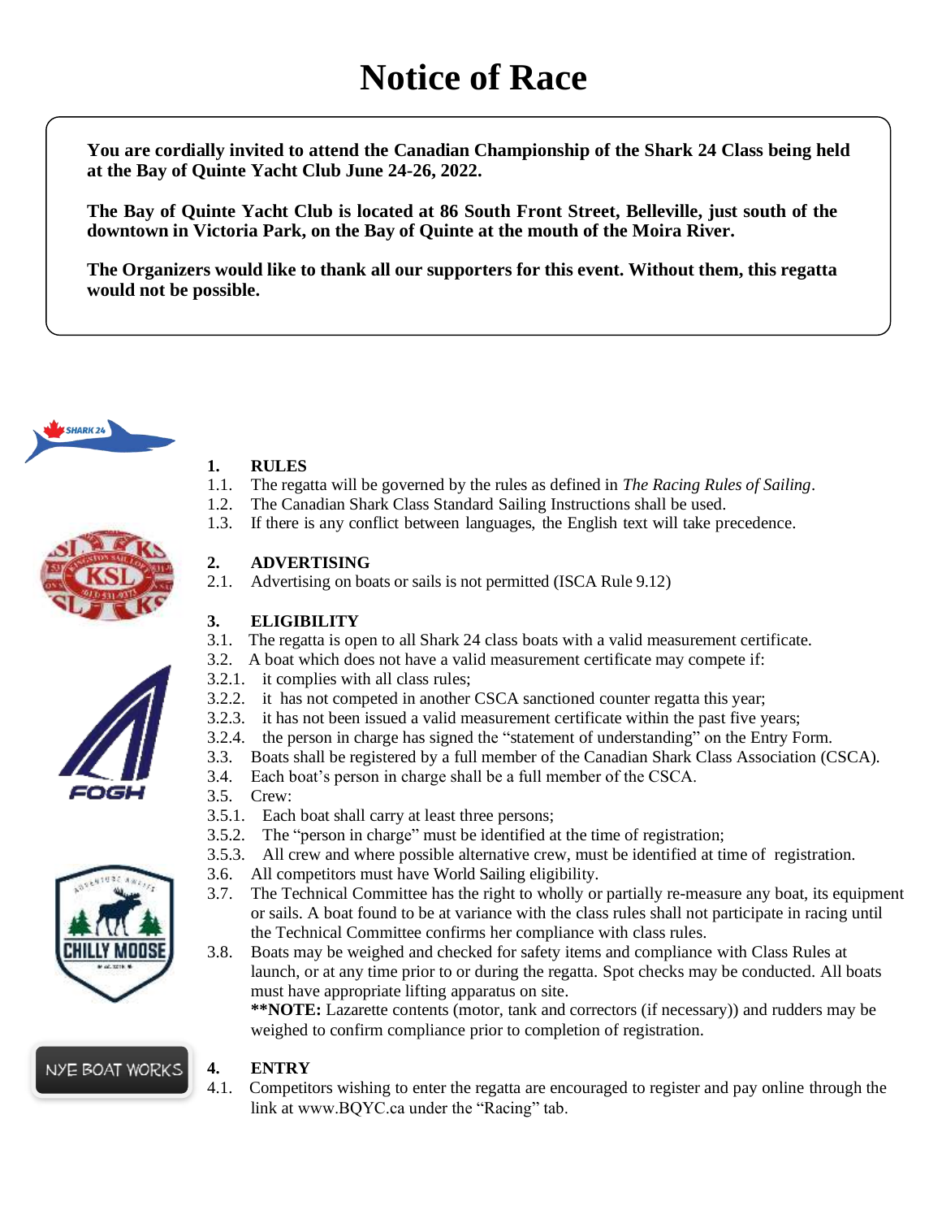# Notice of Race

**You are cordially invited to attend the Canadian Championship of the Shark 24 Class being held at the Bay of Quinte Yacht Club June 24-26, 2022.**

**The Bay of Quinte Yacht Club is located at 86 South Front Street, Belleville, just south of the downtown in Victoria Park, on the Bay of Quinte at the mouth of the Moira River.**

**The Organizers would like to thank all our supporters for this event. Without them, this regatta would not be possible.**

## 1. RULES

1.1. The regatta will be governed by the rules as defined in *The Racing Rules of Sailing*.

1.2. The Canadian Shark Class Standard Sailing Instructions shall be used.

1.3. If there is any conflict between languages, the English text will take precedence.

## 2. ADVERTISING

2.1. Advertising on boats or sails is not permitted (ISCA Rule 9.12)

## 3. ELIGIBILITY

3.1. The regatta is open to all Shark 24 class boats with a valid measurement certificate.

3.2. A boat which does not have a valid measurement certificate may compete if:

3.2.1. it complies with all class rules;

3.2.2. it has not competed in another CSCA sanctioned counter regatta this year;

3.2.3. it has not been issued a valid measurement certificate within the past five years;

3.2.4. the person in charge has signed the "statement of understanding" on the Entry Form.

3.3. Boats shall be registered by a full member of the Canadian Shark Class Association (CSCA).

3.4. Each boat's person in charge shall be a full member of the CSCA.

3.5. Crew:

3.5.1. Each boat shall carry at least three persons;

3.5.2. The "person in charge" must be identified at the time of registration;

3.5.3. All crew and where possible alternative crew, must be identified at time of registration.

3.6. All competitors must have World Sailing eligibility.

3.7. The Technical Committee has the right to wholly or partially re-measure any boat, its equipment or sails. A boat found to be at variance with the class rules shall not participate in racing until the Technical Committee confirms her compliance with class rules.

3.8. Boats may be weighed and checked for safety items and compliance with Class Rules at launch, or at any time prior to or during the regatta. Spot checks may be conducted. All boats must have appropriate lifting apparatus on site.

**\*\*NOTE:** Lazarette contents (motor, tank and correctors (if necessary)) and rudders may be weighed to confirm compliance prior to completion of registration.

## 4. ENTRY

4.1. Competitors wishing to enter the regatta are encouraged to register and pay online through the link at www.BQYC.ca under the "Racing" tab.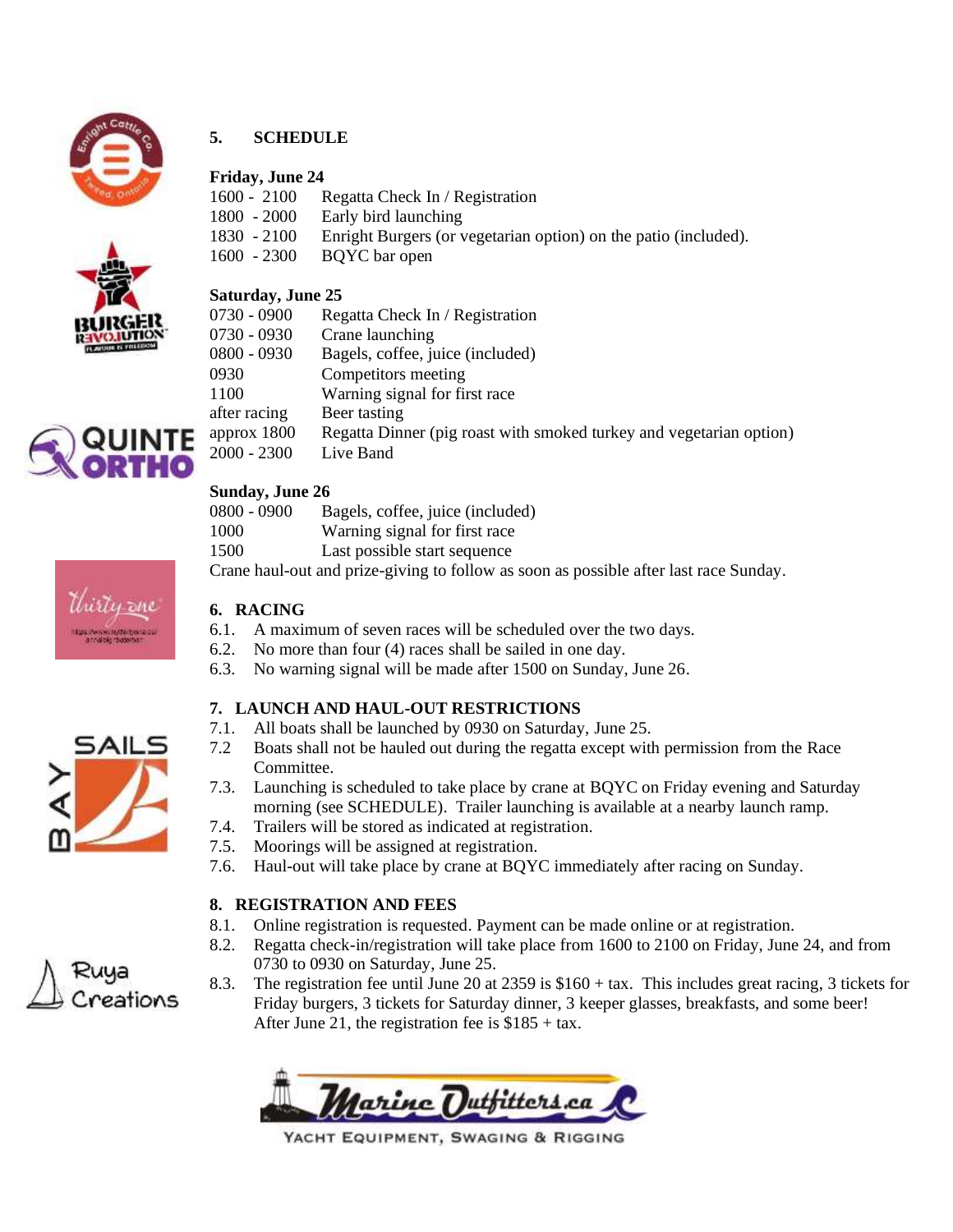## 5. SCHEDULE

**Friday, June 24**

| | |
|---|---|
| 1600 - 2100 | Regatta Check In / Registration |
| 1800 - 2000 | Early bird launching |
| 1830 - 2100 | Enright Burgers (or vegetarian option) on the patio (included). |
| 1600 - 2300 | BQYC bar open |

**Saturday, June 25**

| | |
|---|---|
| 0730 - 0900 | Regatta Check In / Registration |
| 0730 - 0930 | Crane launching |
| 0800 - 0930 | Bagels, coffee, juice (included) |
| 0930 | Competitors meeting |
| 1100 | Warning signal for first race |
| after racing | Beer tasting |
| approx 1800 | Regatta Dinner (pig roast with smoked turkey and vegetarian option) |
| 2000 - 2300 | Live Band |

**Sunday, June 26**

| | |
|---|---|
| 0800 - 0900 | Bagels, coffee, juice (included) |
| 1000 | Warning signal for first race |
| 1500 | Last possible start sequence |

Crane haul-out and prize-giving to follow as soon as possible after last race Sunday.

## 6. RACING

6.1. A maximum of seven races will be scheduled over the two days.

6.2. No more than four (4) races shall be sailed in one day.

6.3. No warning signal will be made after 1500 on Sunday, June 26.

## 7. LAUNCH AND HAUL-OUT RESTRICTIONS

7.1. All boats shall be launched by 0930 on Saturday, June 25.

7.2 Boats shall not be hauled out during the regatta except with permission from the Race Committee.

7.3. Launching is scheduled to take place by crane at BQYC on Friday evening and Saturday morning (see SCHEDULE). Trailer launching is available at a nearby launch ramp.

7.4. Trailers will be stored as indicated at registration.

7.5. Moorings will be assigned at registration.

7.6. Haul-out will take place by crane at BQYC immediately after racing on Sunday.

## 8. REGISTRATION AND FEES

8.1. Online registration is requested. Payment can be made online or at registration.

8.2. Regatta check-in/registration will take place from 1600 to 2100 on Friday, June 24, and from 0730 to 0930 on Saturday, June 25.

8.3. The registration fee until June 20 at 2359 is $160 + tax. This includes great racing, 3 tickets for Friday burgers, 3 tickets for Saturday dinner, 3 keeper glasses, breakfasts, and some beer! After June 21, the registration fee is $185 + tax.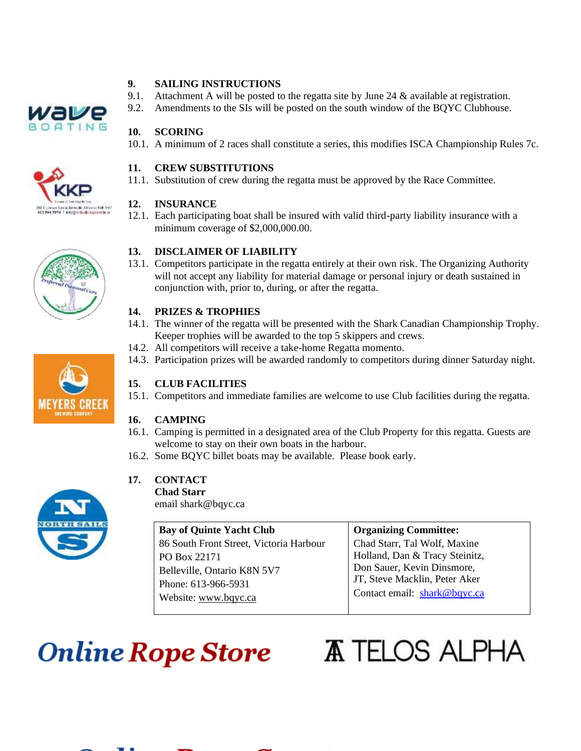## 9. SAILING INSTRUCTIONS

9.1. Attachment A will be posted to the regatta site by June 24 & available at registration.

9.2. Amendments to the SIs will be posted on the south window of the BQYC Clubhouse.

## 10. SCORING

10.1. A minimum of 2 races shall constitute a series, this modifies ISCA Championship Rules 7c.

## 11. CREW SUBSTITUTIONS

11.1. Substitution of crew during the regatta must be approved by the Race Committee.

## 12. INSURANCE

12.1. Each participating boat shall be insured with valid third-party liability insurance with a minimum coverage of $2,000,000.00.

## 13. DISCLAIMER OF LIABILITY

13.1. Competitors participate in the regatta entirely at their own risk. The Organizing Authority will not accept any liability for material damage or personal injury or death sustained in conjunction with, prior to, during, or after the regatta.

## 14. PRIZES & TROPHIES

14.1. The winner of the regatta will be presented with the Shark Canadian Championship Trophy. Keeper trophies will be awarded to the top 5 skippers and crews.

14.2. All competitors will receive a take-home Regatta momento.

14.3. Participation prizes will be awarded randomly to competitors during dinner Saturday night.

## 15. CLUB FACILITIES

15.1. Competitors and immediate families are welcome to use Club facilities during the regatta.

## 16. CAMPING

16.1. Camping is permitted in a designated area of the Club Property for this regatta. Guests are welcome to stay on their own boats in the harbour.

16.2. Some BQYC billet boats may be available. Please book early.

## 17. CONTACT

**Chad Starr**
email shark@bqyc.ca

| | |
|---|---|
| **Bay of Quinte Yacht Club**<br>86 South Front Street, Victoria Harbour<br>PO Box 22171<br>Belleville, Ontario K8N 5V7<br>Phone: 613-966-5931<br>Website: www.bqyc.ca | **Organizing Committee:**<br>Chad Starr, Tal Wolf, Maxine Holland, Dan & Tracy Steinitz, Don Sauer, Kevin Dinsmore, JT, Steve Macklin, Peter Aker<br>Contact email: shark@bqyc.ca |